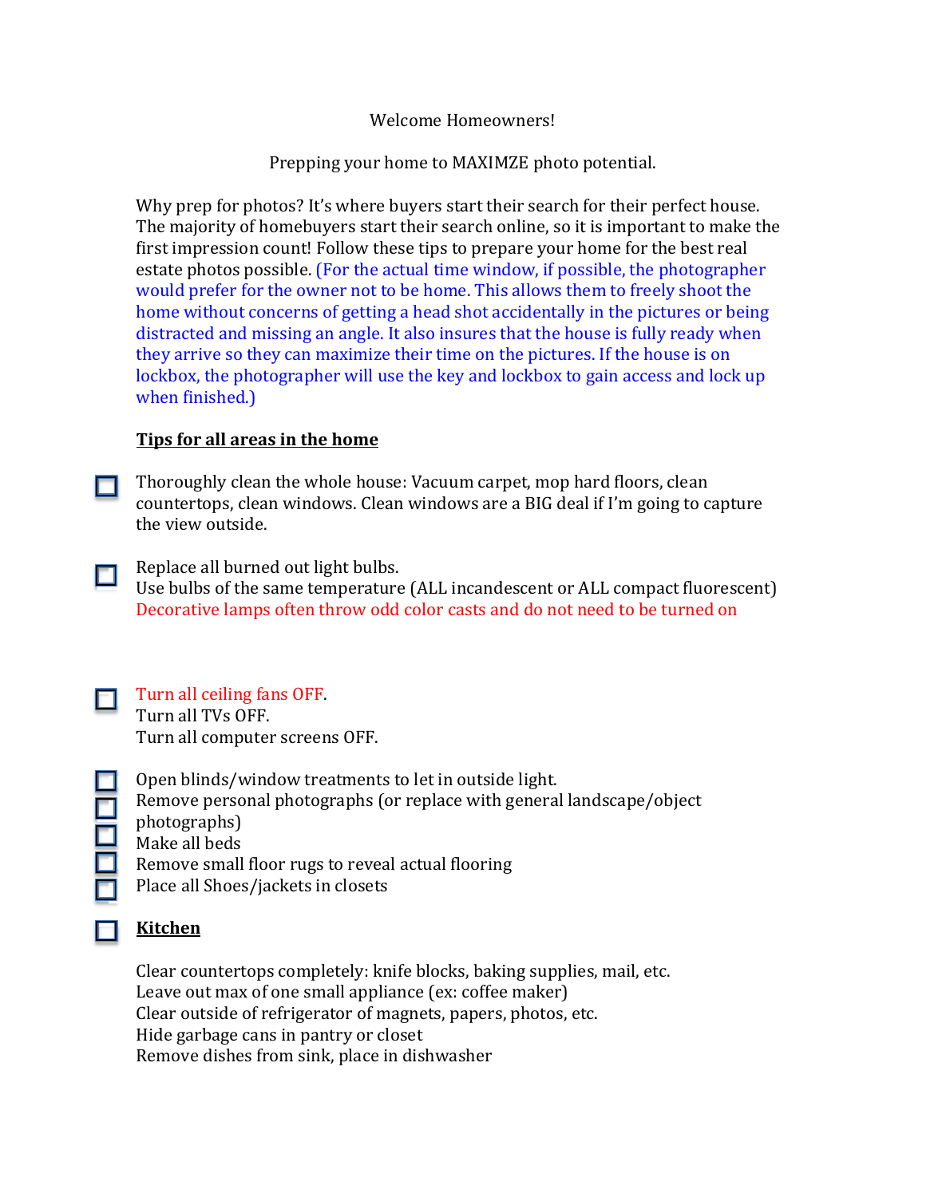Welcome Homeowners!

Prepping your home to MAXIMZE photo potential.

Why prep for photos? It's where buyers start their search for their perfect house. The majority of homebuyers start their search online, so it is important to make the first impression count! Follow these tips to prepare your home for the best real estate photos possible. (For the actual time window, if possible, the photographer would prefer for the owner not to be home. This allows them to freely shoot the home without concerns of getting a head shot accidentally in the pictures or being distracted and missing an angle. It also insures that the house is fully ready when they arrive so they can maximize their time on the pictures. If the house is on lockbox, the photographer will use the key and lockbox to gain access and lock up when finished.)

**Tips for all areas in the home**

- [ ] Thoroughly clean the whole house: Vacuum carpet, mop hard floors, clean countertops, clean windows. Clean windows are a BIG deal if I'm going to capture the view outside.

- [ ] Replace all burned out light bulbs.
  Use bulbs of the same temperature (ALL incandescent or ALL compact fluorescent)
  Decorative lamps often throw odd color casts and do not need to be turned on

- [ ] Turn all ceiling fans OFF.
  Turn all TVs OFF.
  Turn all computer screens OFF.

- [ ] Open blinds/window treatments to let in outside light.
- [ ] Remove personal photographs (or replace with general landscape/object photographs)
- [ ] Make all beds
- [ ] Remove small floor rugs to reveal actual flooring
- [ ] Place all Shoes/jackets in closets

- [ ] **Kitchen**

Clear countertops completely: knife blocks, baking supplies, mail, etc.
Leave out max of one small appliance (ex: coffee maker)
Clear outside of refrigerator of magnets, papers, photos, etc.
Hide garbage cans in pantry or closet
Remove dishes from sink, place in dishwasher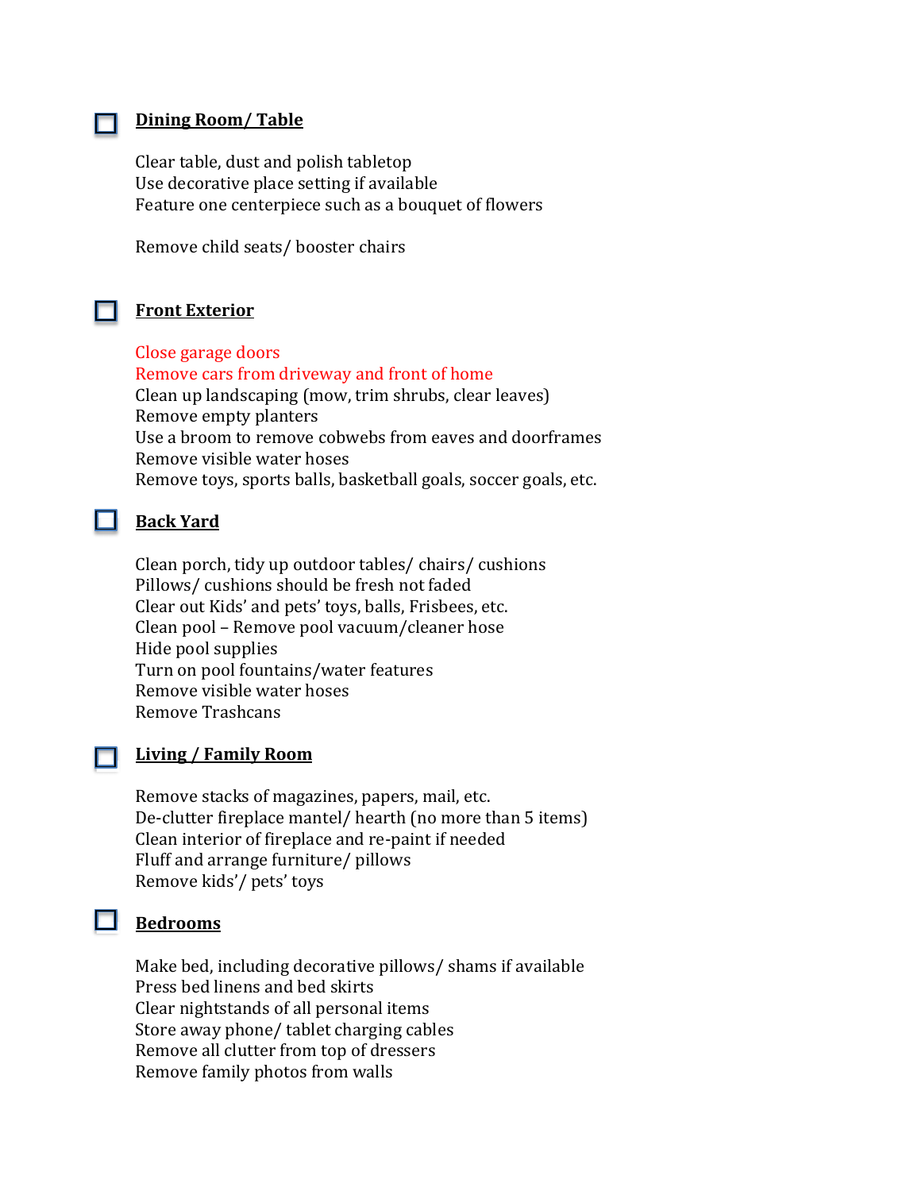- [ ] **Dining Room/ Table**

Clear table, dust and polish tabletop
Use decorative place setting if available
Feature one centerpiece such as a bouquet of flowers

Remove child seats/ booster chairs

- [ ] **Front Exterior**

Close garage doors
Remove cars from driveway and front of home
Clean up landscaping (mow, trim shrubs, clear leaves)
Remove empty planters
Use a broom to remove cobwebs from eaves and doorframes
Remove visible water hoses
Remove toys, sports balls, basketball goals, soccer goals, etc.

- [ ] **Back Yard**

Clean porch, tidy up outdoor tables/ chairs/ cushions
Pillows/ cushions should be fresh not faded
Clear out Kids' and pets' toys, balls, Frisbees, etc.
Clean pool – Remove pool vacuum/cleaner hose
Hide pool supplies
Turn on pool fountains/water features
Remove visible water hoses
Remove Trashcans

- [ ] **Living / Family Room**

Remove stacks of magazines, papers, mail, etc.
De-clutter fireplace mantel/ hearth (no more than 5 items)
Clean interior of fireplace and re-paint if needed
Fluff and arrange furniture/ pillows
Remove kids'/ pets' toys

- [ ] **Bedrooms**

Make bed, including decorative pillows/ shams if available
Press bed linens and bed skirts
Clear nightstands of all personal items
Store away phone/ tablet charging cables
Remove all clutter from top of dressers
Remove family photos from walls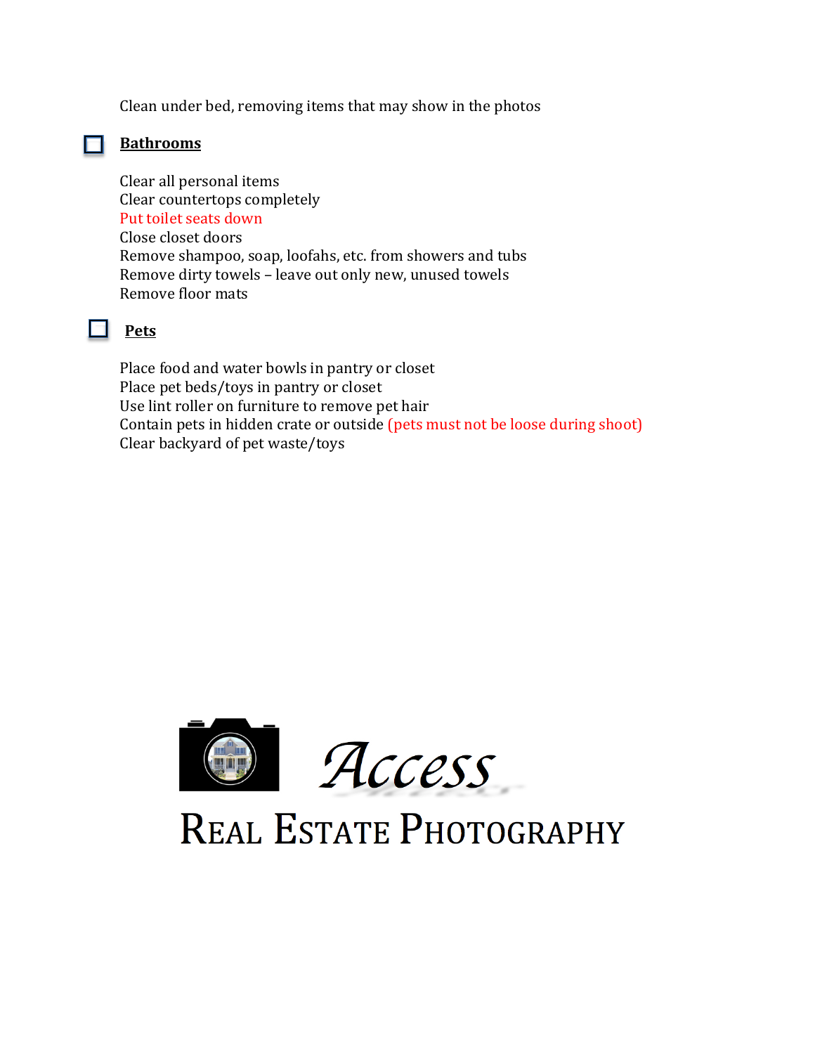Clean under bed, removing items that may show in the photos

- [ ] **Bathrooms**

Clear all personal items
Clear countertops completely
Put toilet seats down
Close closet doors
Remove shampoo, soap, loofahs, etc. from showers and tubs
Remove dirty towels – leave out only new, unused towels
Remove floor mats

- [ ] **Pets**

Place food and water bowls in pantry or closet
Place pet beds/toys in pantry or closet
Use lint roller on furniture to remove pet hair
Contain pets in hidden crate or outside (pets must not be loose during shoot)
Clear backyard of pet waste/toys

Access

REAL ESTATE PHOTOGRAPHY